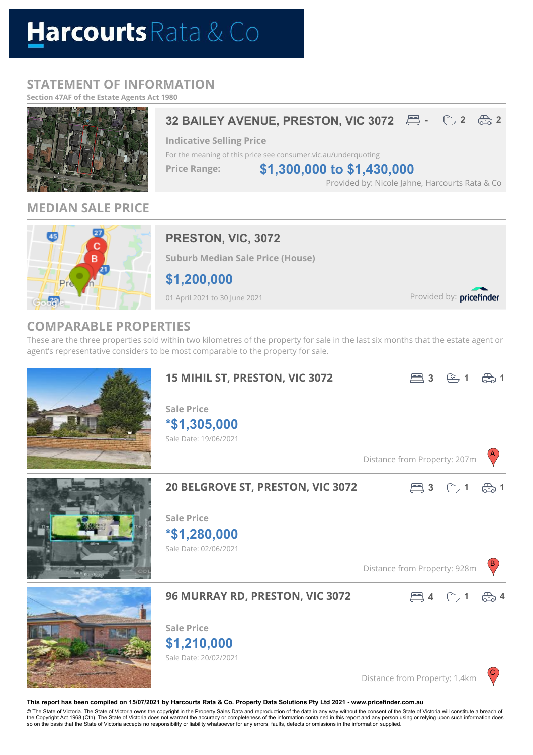# Harcourts Rata & Co

## STATEMENT OF INFORMATION

**Section 47AF of the Estate Agents Act 1980**

### 32 BAILEY AVENUE, PRESTON, VIC 3072

Bedrooms: - | Bathrooms: 2 | Car spaces: 2

**Indicative Selling Price**

For the meaning of this price see consumer.vic.au/underquoting

**Price Range:** **$1,300,000 to $1,430,000**

Provided by: Nicole Jahne, Harcourts Rata & Co

## MEDIAN SALE PRICE

### PRESTON, VIC, 3072

**Suburb Median Sale Price (House)**

**$1,200,000**

01 April 2021 to 30 June 2021

Provided by: pricefinder

## COMPARABLE PROPERTIES

These are the three properties sold within two kilometres of the property for sale in the last six months that the estate agent or agent's representative considers to be most comparable to the property for sale.

### 15 MIHIL ST, PRESTON, VIC 3072

Bedrooms: 3 | Bathrooms: 1 | Car spaces: 1

**Sale Price**

**\*$1,305,000**

Sale Date: 19/06/2021

Distance from Property: 207m (A)

### 20 BELGROVE ST, PRESTON, VIC 3072

Bedrooms: 3 | Bathrooms: 1 | Car spaces: 1

**Sale Price**

**\*$1,280,000**

Sale Date: 02/06/2021

Distance from Property: 928m (B)

### 96 MURRAY RD, PRESTON, VIC 3072

Bedrooms: 4 | Bathrooms: 1 | Car spaces: 4

**Sale Price**

**$1,210,000**

Sale Date: 20/02/2021

Distance from Property: 1.4km (C)

**This report has been compiled on 15/07/2021 by Harcourts Rata & Co. Property Data Solutions Pty Ltd 2021 - www.pricefinder.com.au**

© The State of Victoria. The State of Victoria owns the copyright in the Property Sales Data and reproduction of the data in any way without the consent of the State of Victoria will constitute a breach of the Copyright Act 1968 (Cth). The State of Victoria does not warrant the accuracy or completeness of the information contained in this report and any person using or relying upon such information does so on the basis that the State of Victoria accepts no responsibility or liability whatsoever for any errors, faults, defects or omissions in the information supplied.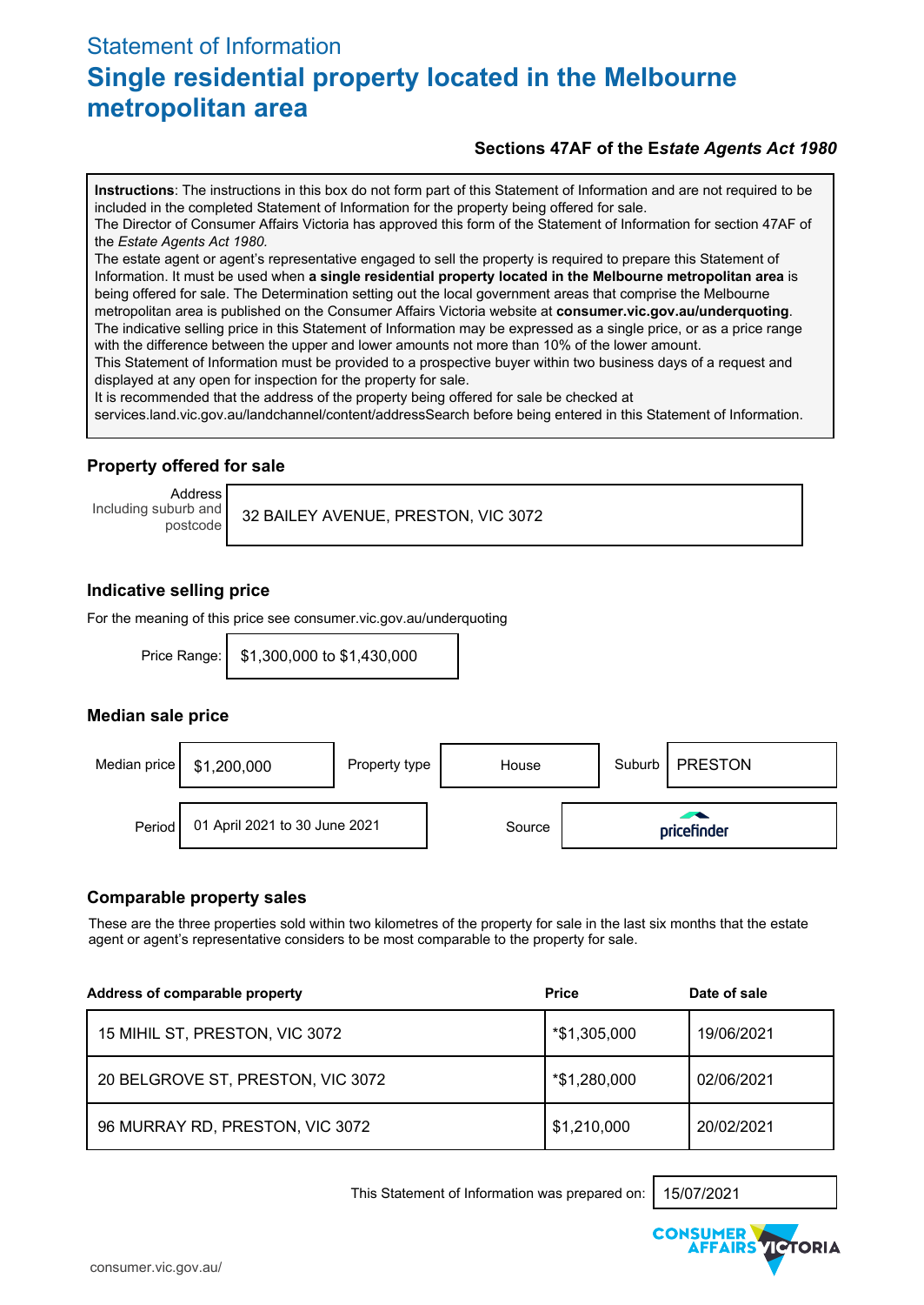# Statement of Information

# Single residential property located in the Melbourne metropolitan area

**Sections 47AF of the *Estate Agents Act 1980***

**Instructions**: The instructions in this box do not form part of this Statement of Information and are not required to be included in the completed Statement of Information for the property being offered for sale.
The Director of Consumer Affairs Victoria has approved this form of the Statement of Information for section 47AF of the *Estate Agents Act 1980.*
The estate agent or agent's representative engaged to sell the property is required to prepare this Statement of Information. It must be used when **a single residential property located in the Melbourne metropolitan area** is being offered for sale. The Determination setting out the local government areas that comprise the Melbourne metropolitan area is published on the Consumer Affairs Victoria website at **consumer.vic.gov.au/underquoting**.
The indicative selling price in this Statement of Information may be expressed as a single price, or as a price range with the difference between the upper and lower amounts not more than 10% of the lower amount.
This Statement of Information must be provided to a prospective buyer within two business days of a request and displayed at any open for inspection for the property for sale.
It is recommended that the address of the property being offered for sale be checked at services.land.vic.gov.au/landchannel/content/addressSearch before being entered in this Statement of Information.

## Property offered for sale

Address Including suburb and postcode: 32 BAILEY AVENUE, PRESTON, VIC 3072

## Indicative selling price

For the meaning of this price see consumer.vic.gov.au/underquoting

Price Range: $1,300,000 to $1,430,000

## Median sale price

| Median price | Property type | Suburb |
|---|---|---|
| $1,200,000 | House | PRESTON |

| Period | Source |
|---|---|
| 01 April 2021 to 30 June 2021 | pricefinder |

## Comparable property sales

These are the three properties sold within two kilometres of the property for sale in the last six months that the estate agent or agent's representative considers to be most comparable to the property for sale.

| Address of comparable property | Price | Date of sale |
|---|---|---|
| 15 MIHIL ST, PRESTON, VIC 3072 | *$1,305,000 | 19/06/2021 |
| 20 BELGROVE ST, PRESTON, VIC 3072 | *$1,280,000 | 02/06/2021 |
| 96 MURRAY RD, PRESTON, VIC 3072 | $1,210,000 | 20/02/2021 |

This Statement of Information was prepared on: 15/07/2021

CONSUMER AFFAIRS VICTORIA

consumer.vic.gov.au/